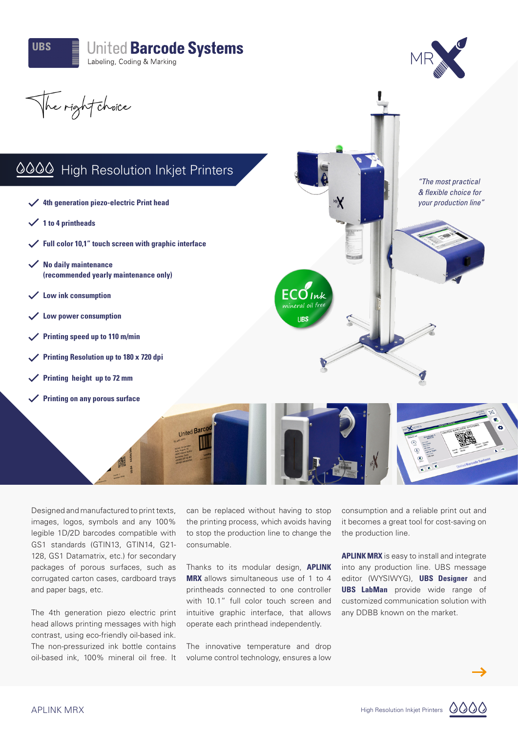United **Barcode Systems**
Labeling, Coding & Marking

The right choice

## High Resolution Inkjet Printers

- **4th generation piezo-electric Print head**
- **1 to 4 printheads**
- **Full color 10,1" touch screen with graphic interface**
- **No daily maintenance (recommended yearly maintenance only)**
- **Low ink consumption**
- **Low power consumption**
- **Printing speed up to 110 m/min**
- **Printing Resolution up to 180 x 720 dpi**
- **Printing height up to 72 mm**
- **Printing on any porous surface**

*"The most practical & flexible choice for your production line"*

ECO Ink
mineral oil free
UBS

Designed and manufactured to print texts, images, logos, symbols and any 100% legible 1D/2D barcodes compatible with GS1 standards (GTIN13, GTIN14, G21-128, GS1 Datamatrix, etc.) for secondary packages of porous surfaces, such as corrugated carton cases, cardboard trays and paper bags, etc.

The 4th generation piezo electric print head allows printing messages with high contrast, using eco-friendly oil-based ink. The non-pressurized ink bottle contains oil-based ink, 100% mineral oil free. It can be replaced without having to stop the printing process, which avoids having to stop the production line to change the consumable.

Thanks to its modular design, **APLINK MRX** allows simultaneous use of 1 to 4 printheads connected to one controller with 10.1" full color touch screen and intuitive graphic interface, that allows operate each printhead independently.

The innovative temperature and drop volume control technology, ensures a low consumption and a reliable print out and it becomes a great tool for cost-saving on the production line.

**APLINK MRX** is easy to install and integrate into any production line. UBS message editor (WYSIWYG), **UBS Designer** and **UBS LabMan** provide wide range of customized communication solution with any DDBB known on the market.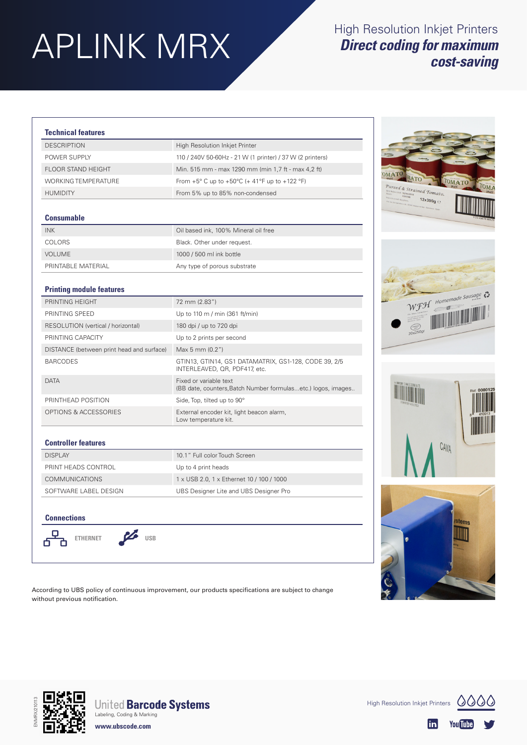# APLINK MRX

## High Resolution Inkjet Printers

***Direct coding for maximum cost-saving***

### Technical features

| | |
|---|---|
| DESCRIPTION | High Resolution Inkjet Printer |
| POWER SUPPLY | 110 / 240V 50-60Hz - 21 W (1 printer) / 37 W (2 printers) |
| FLOOR STAND HEIGHT | Min. 515 mm - max 1290 mm (min 1,7 ft - max 4,2 ft) |
| WORKING TEMPERATURE | From +5° C up to +50°C (+ 41°F up to +122 °F) |
| HUMIDITY | From 5% up to 85% non-condensed |

### Consumable

| | |
|---|---|
| INK | Oil based ink, 100% Mineral oil free |
| COLORS | Black. Other under request. |
| VOLUME | 1000 / 500 ml ink bottle |
| PRINTABLE MATERIAL | Any type of porous substrate |

### Printing module features

| | |
|---|---|
| PRINTING HEIGHT | 72 mm (2.83") |
| PRINTING SPEED | Up to 110 m / min (361 ft/min) |
| RESOLUTION (vertical / horizontal) | 180 dpi / up to 720 dpi |
| PRINTING CAPACITY | Up to 2 prints per second |
| DISTANCE (between print head and surface) | Max 5 mm (0.2") |
| BARCODES | GTIN13, GTIN14, GS1 DATAMATRIX, GS1-128, CODE 39, 2/5 INTERLEAVED, QR, PDF417, etc. |
| DATA | Fixed or variable text (BB date, counters,Batch Number formulas...etc.) logos, images.. |
| PRINTHEAD POSITION | Side, Top, tilted up to 90° |
| OPTIONS & ACCESSORIES | External encoder kit, light beacon alarm, Low temperature kit. |

### Controller features

| | |
|---|---|
| DISPLAY | 10.1" Full color Touch Screen |
| PRINT HEADS CONTROL | Up to 4 print heads |
| COMMUNICATIONS | 1 x USB 2.0, 1 x Ethernet 10 / 100 / 1000 |
| SOFTWARE LABEL DESIGN | UBS Designer Lite and UBS Designer Pro |

### Connections

ETHERNET

USB

According to UBS policy of continuous improvement, our products specifications are subject to change without previous notification.

ENMRX210113

United **Barcode Systems**
Labeling, Coding & Marking

www.ubscode.com

High Resolution Inkjet Printers